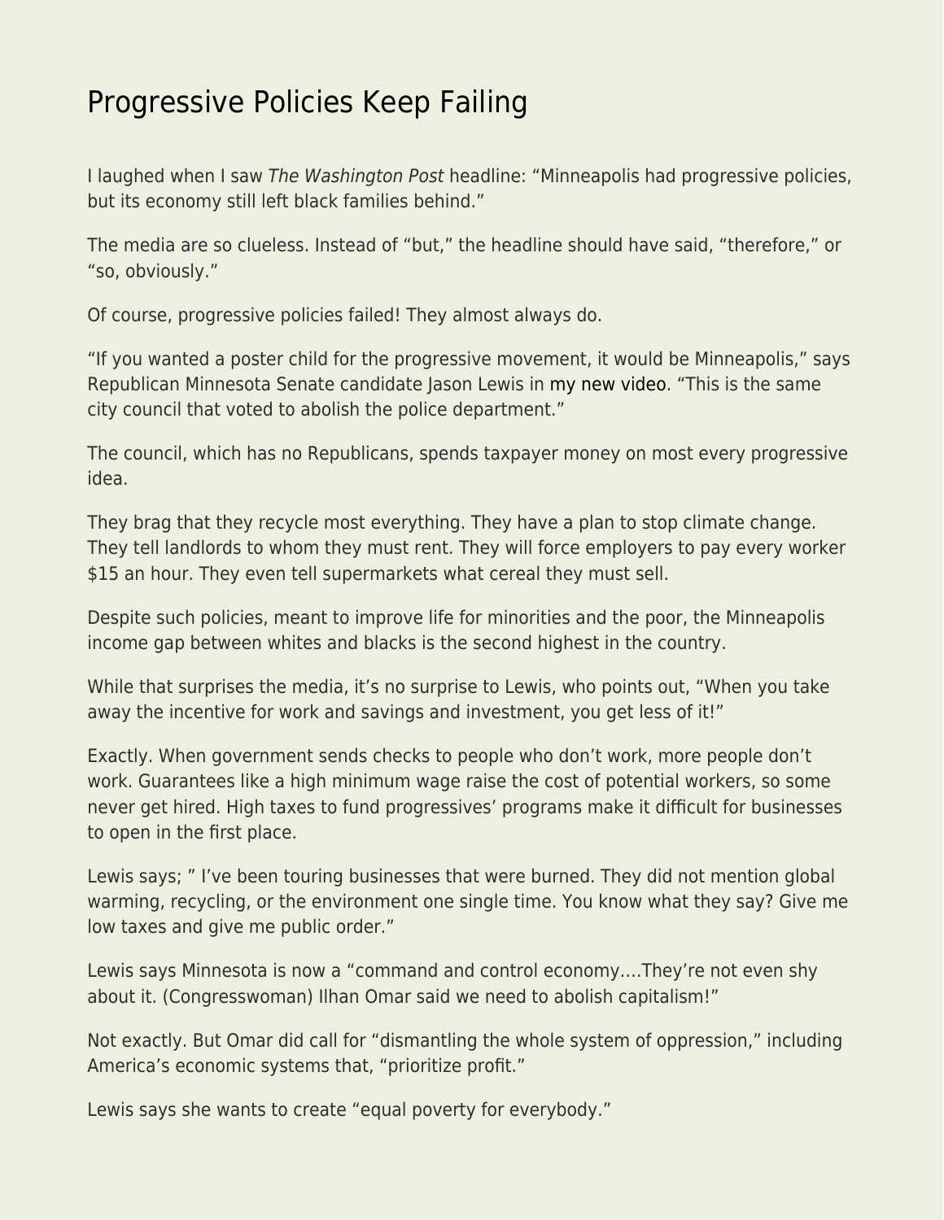# Progressive Policies Keep Failing

I laughed when I saw *The Washington Post* headline: "Minneapolis had progressive policies, but its economy still left black families behind."

The media are so clueless. Instead of "but," the headline should have said, "therefore," or "so, obviously."

Of course, progressive policies failed! They almost always do.

"If you wanted a poster child for the progressive movement, it would be Minneapolis," says Republican Minnesota Senate candidate Jason Lewis in my new video. "This is the same city council that voted to abolish the police department."

The council, which has no Republicans, spends taxpayer money on most every progressive idea.

They brag that they recycle most everything. They have a plan to stop climate change. They tell landlords to whom they must rent. They will force employers to pay every worker $15 an hour. They even tell supermarkets what cereal they must sell.

Despite such policies, meant to improve life for minorities and the poor, the Minneapolis income gap between whites and blacks is the second highest in the country.

While that surprises the media, it's no surprise to Lewis, who points out, "When you take away the incentive for work and savings and investment, you get less of it!"

Exactly. When government sends checks to people who don't work, more people don't work. Guarantees like a high minimum wage raise the cost of potential workers, so some never get hired. High taxes to fund progressives' programs make it difficult for businesses to open in the first place.

Lewis says; " I've been touring businesses that were burned. They did not mention global warming, recycling, or the environment one single time. You know what they say? Give me low taxes and give me public order."

Lewis says Minnesota is now a "command and control economy….They're not even shy about it. (Congresswoman) Ilhan Omar said we need to abolish capitalism!"

Not exactly. But Omar did call for "dismantling the whole system of oppression," including America's economic systems that, "prioritize profit."

Lewis says she wants to create "equal poverty for everybody."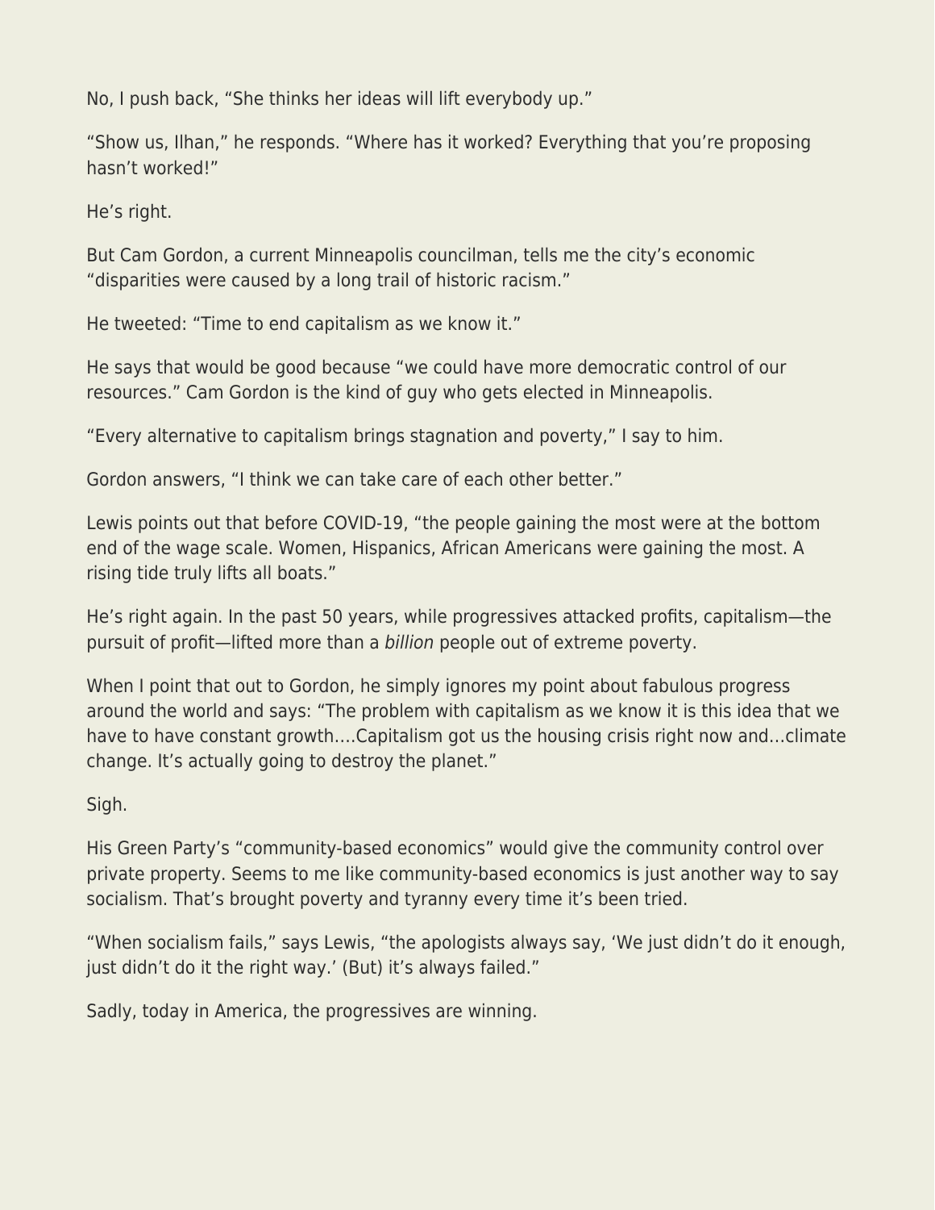No, I push back, "She thinks her ideas will lift everybody up."

"Show us, Ilhan," he responds. "Where has it worked? Everything that you're proposing hasn't worked!"

He's right.

But Cam Gordon, a current Minneapolis councilman, tells me the city's economic "disparities were caused by a long trail of historic racism."

He tweeted: "Time to end capitalism as we know it."

He says that would be good because "we could have more democratic control of our resources." Cam Gordon is the kind of guy who gets elected in Minneapolis.

"Every alternative to capitalism brings stagnation and poverty," I say to him.

Gordon answers, "I think we can take care of each other better."

Lewis points out that before COVID-19, "the people gaining the most were at the bottom end of the wage scale. Women, Hispanics, African Americans were gaining the most. A rising tide truly lifts all boats."

He's right again. In the past 50 years, while progressives attacked profits, capitalism—the pursuit of profit—lifted more than a *billion* people out of extreme poverty.

When I point that out to Gordon, he simply ignores my point about fabulous progress around the world and says: "The problem with capitalism as we know it is this idea that we have to have constant growth….Capitalism got us the housing crisis right now and…climate change. It's actually going to destroy the planet."

Sigh.

His Green Party's "community-based economics" would give the community control over private property. Seems to me like community-based economics is just another way to say socialism. That's brought poverty and tyranny every time it's been tried.

"When socialism fails," says Lewis, "the apologists always say, 'We just didn't do it enough, just didn't do it the right way.' (But) it's always failed."

Sadly, today in America, the progressives are winning.